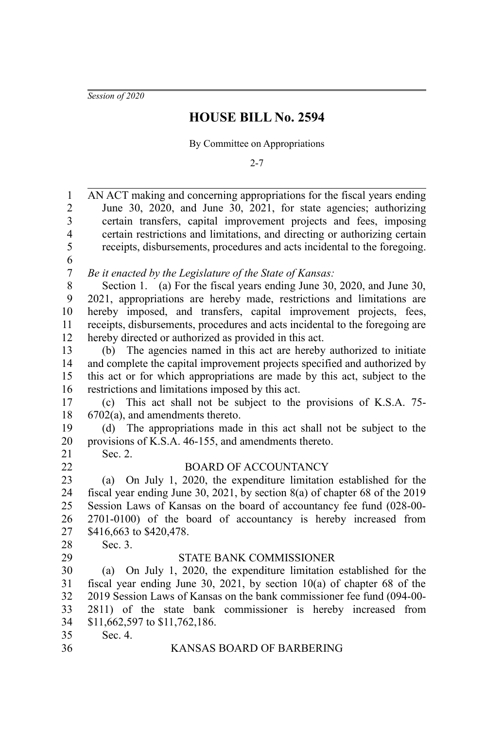*Session of 2020*

# HOUSE BILL No. 2594

By Committee on Appropriations

2-7

AN ACT making and concerning appropriations for the fiscal years ending June 30, 2020, and June 30, 2021, for state agencies; authorizing certain transfers, capital improvement projects and fees, imposing certain restrictions and limitations, and directing or authorizing certain receipts, disbursements, procedures and acts incidental to the foregoing.

*Be it enacted by the Legislature of the State of Kansas:*

Section 1. (a) For the fiscal years ending June 30, 2020, and June 30, 2021, appropriations are hereby made, restrictions and limitations are hereby imposed, and transfers, capital improvement projects, fees, receipts, disbursements, procedures and acts incidental to the foregoing are hereby directed or authorized as provided in this act.

(b) The agencies named in this act are hereby authorized to initiate and complete the capital improvement projects specified and authorized by this act or for which appropriations are made by this act, subject to the restrictions and limitations imposed by this act.

(c) This act shall not be subject to the provisions of K.S.A. 75-6702(a), and amendments thereto.

(d) The appropriations made in this act shall not be subject to the provisions of K.S.A. 46-155, and amendments thereto.

Sec. 2.

BOARD OF ACCOUNTANCY

(a) On July 1, 2020, the expenditure limitation established for the fiscal year ending June 30, 2021, by section 8(a) of chapter 68 of the 2019 Session Laws of Kansas on the board of accountancy fee fund (028-00-2701-0100) of the board of accountancy is hereby increased from $416,663 to $420,478.

Sec. 3.

STATE BANK COMMISSIONER

(a) On July 1, 2020, the expenditure limitation established for the fiscal year ending June 30, 2021, by section 10(a) of chapter 68 of the 2019 Session Laws of Kansas on the bank commissioner fee fund (094-00-2811) of the state bank commissioner is hereby increased from $11,662,597 to $11,762,186.

Sec. 4.

KANSAS BOARD OF BARBERING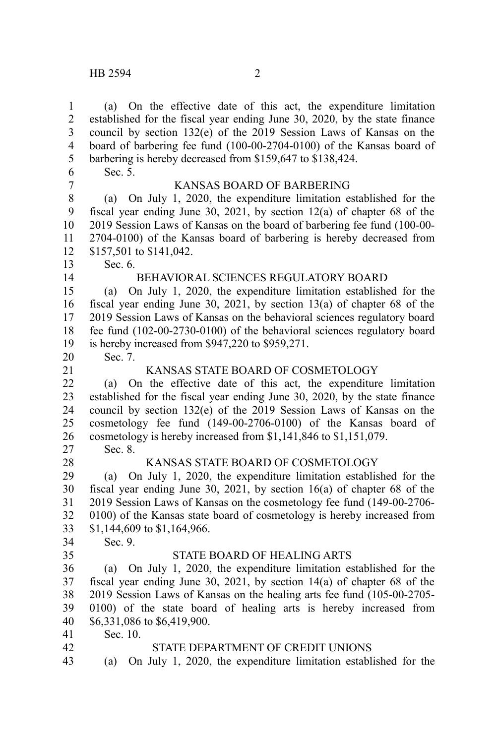(a) On the effective date of this act, the expenditure limitation established for the fiscal year ending June 30, 2020, by the state finance council by section 132(e) of the 2019 Session Laws of Kansas on the board of barbering fee fund (100-00-2704-0100) of the Kansas board of barbering is hereby decreased from $159,647 to $138,424.

Sec. 5.

KANSAS BOARD OF BARBERING

(a) On July 1, 2020, the expenditure limitation established for the fiscal year ending June 30, 2021, by section 12(a) of chapter 68 of the 2019 Session Laws of Kansas on the board of barbering fee fund (100-00-2704-0100) of the Kansas board of barbering is hereby decreased from $157,501 to $141,042.

Sec. 6.

BEHAVIORAL SCIENCES REGULATORY BOARD

(a) On July 1, 2020, the expenditure limitation established for the fiscal year ending June 30, 2021, by section 13(a) of chapter 68 of the 2019 Session Laws of Kansas on the behavioral sciences regulatory board fee fund (102-00-2730-0100) of the behavioral sciences regulatory board is hereby increased from $947,220 to $959,271.

Sec. 7.

KANSAS STATE BOARD OF COSMETOLOGY

(a) On the effective date of this act, the expenditure limitation established for the fiscal year ending June 30, 2020, by the state finance council by section 132(e) of the 2019 Session Laws of Kansas on the cosmetology fee fund (149-00-2706-0100) of the Kansas board of cosmetology is hereby increased from $1,141,846 to $1,151,079.

Sec. 8.

KANSAS STATE BOARD OF COSMETOLOGY

(a) On July 1, 2020, the expenditure limitation established for the fiscal year ending June 30, 2021, by section 16(a) of chapter 68 of the 2019 Session Laws of Kansas on the cosmetology fee fund (149-00-2706-0100) of the Kansas state board of cosmetology is hereby increased from $1,144,609 to $1,164,966.

Sec. 9.

STATE BOARD OF HEALING ARTS

(a) On July 1, 2020, the expenditure limitation established for the fiscal year ending June 30, 2021, by section 14(a) of chapter 68 of the 2019 Session Laws of Kansas on the healing arts fee fund (105-00-2705-0100) of the state board of healing arts is hereby increased from $6,331,086 to $6,419,900.

Sec. 10.

STATE DEPARTMENT OF CREDIT UNIONS

(a) On July 1, 2020, the expenditure limitation established for the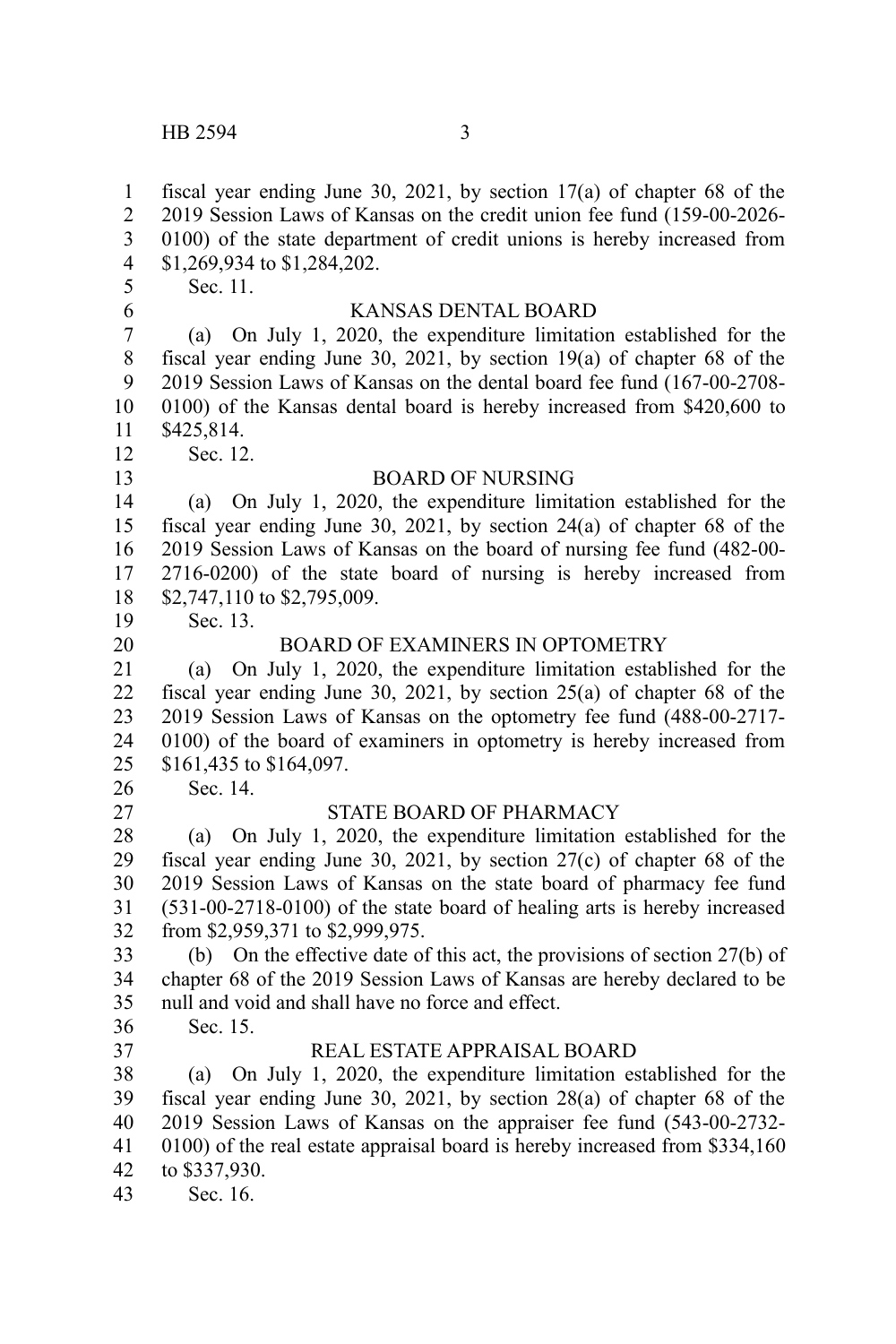fiscal year ending June 30, 2021, by section 17(a) of chapter 68 of the 2019 Session Laws of Kansas on the credit union fee fund (159-00-2026-0100) of the state department of credit unions is hereby increased from $1,269,934 to $1,284,202.

Sec. 11.

KANSAS DENTAL BOARD

(a) On July 1, 2020, the expenditure limitation established for the fiscal year ending June 30, 2021, by section 19(a) of chapter 68 of the 2019 Session Laws of Kansas on the dental board fee fund (167-00-2708-0100) of the Kansas dental board is hereby increased from $420,600 to $425,814.

Sec. 12.

BOARD OF NURSING

(a) On July 1, 2020, the expenditure limitation established for the fiscal year ending June 30, 2021, by section 24(a) of chapter 68 of the 2019 Session Laws of Kansas on the board of nursing fee fund (482-00-2716-0200) of the state board of nursing is hereby increased from $2,747,110 to $2,795,009.

Sec. 13.

BOARD OF EXAMINERS IN OPTOMETRY

(a) On July 1, 2020, the expenditure limitation established for the fiscal year ending June 30, 2021, by section 25(a) of chapter 68 of the 2019 Session Laws of Kansas on the optometry fee fund (488-00-2717-0100) of the board of examiners in optometry is hereby increased from $161,435 to $164,097.

Sec. 14.

STATE BOARD OF PHARMACY

(a) On July 1, 2020, the expenditure limitation established for the fiscal year ending June 30, 2021, by section 27(c) of chapter 68 of the 2019 Session Laws of Kansas on the state board of pharmacy fee fund (531-00-2718-0100) of the state board of healing arts is hereby increased from $2,959,371 to $2,999,975.

(b) On the effective date of this act, the provisions of section 27(b) of chapter 68 of the 2019 Session Laws of Kansas are hereby declared to be null and void and shall have no force and effect.

Sec. 15.

REAL ESTATE APPRAISAL BOARD

(a) On July 1, 2020, the expenditure limitation established for the fiscal year ending June 30, 2021, by section 28(a) of chapter 68 of the 2019 Session Laws of Kansas on the appraiser fee fund (543-00-2732-0100) of the real estate appraisal board is hereby increased from $334,160 to $337,930.

Sec. 16.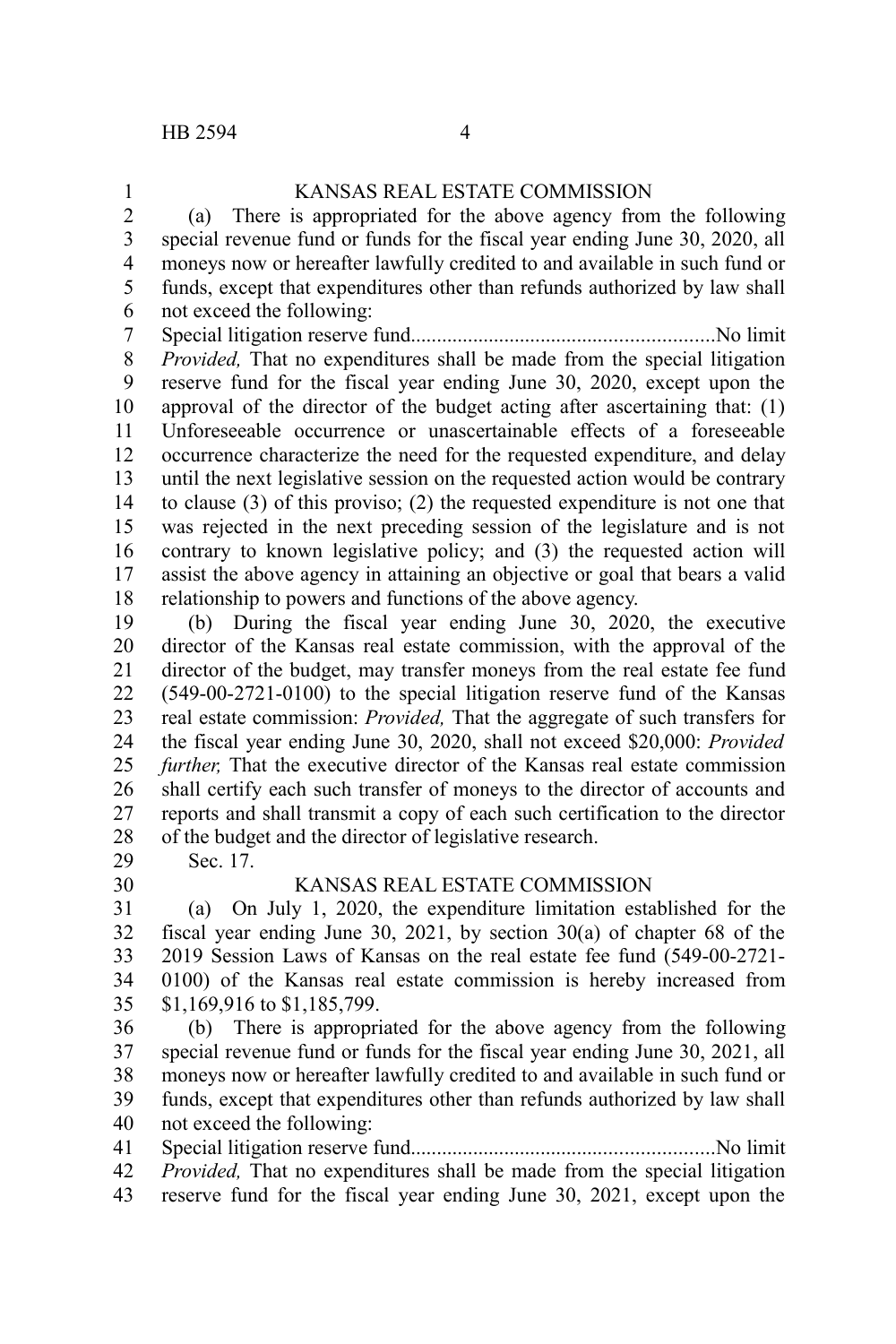KANSAS REAL ESTATE COMMISSION

(a) There is appropriated for the above agency from the following special revenue fund or funds for the fiscal year ending June 30, 2020, all moneys now or hereafter lawfully credited to and available in such fund or funds, except that expenditures other than refunds authorized by law shall not exceed the following:

Special litigation reserve fund..........................................................No limit

*Provided,* That no expenditures shall be made from the special litigation reserve fund for the fiscal year ending June 30, 2020, except upon the approval of the director of the budget acting after ascertaining that: (1) Unforeseeable occurrence or unascertainable effects of a foreseeable occurrence characterize the need for the requested expenditure, and delay until the next legislative session on the requested action would be contrary to clause (3) of this proviso; (2) the requested expenditure is not one that was rejected in the next preceding session of the legislature and is not contrary to known legislative policy; and (3) the requested action will assist the above agency in attaining an objective or goal that bears a valid relationship to powers and functions of the above agency.

(b) During the fiscal year ending June 30, 2020, the executive director of the Kansas real estate commission, with the approval of the director of the budget, may transfer moneys from the real estate fee fund (549-00-2721-0100) to the special litigation reserve fund of the Kansas real estate commission: *Provided,* That the aggregate of such transfers for the fiscal year ending June 30, 2020, shall not exceed $20,000: *Provided further,* That the executive director of the Kansas real estate commission shall certify each such transfer of moneys to the director of accounts and reports and shall transmit a copy of each such certification to the director of the budget and the director of legislative research.

Sec. 17.

KANSAS REAL ESTATE COMMISSION

(a) On July 1, 2020, the expenditure limitation established for the fiscal year ending June 30, 2021, by section 30(a) of chapter 68 of the 2019 Session Laws of Kansas on the real estate fee fund (549-00-2721-0100) of the Kansas real estate commission is hereby increased from $1,169,916 to $1,185,799.

(b) There is appropriated for the above agency from the following special revenue fund or funds for the fiscal year ending June 30, 2021, all moneys now or hereafter lawfully credited to and available in such fund or funds, except that expenditures other than refunds authorized by law shall not exceed the following:

Special litigation reserve fund..........................................................No limit

*Provided,* That no expenditures shall be made from the special litigation reserve fund for the fiscal year ending June 30, 2021, except upon the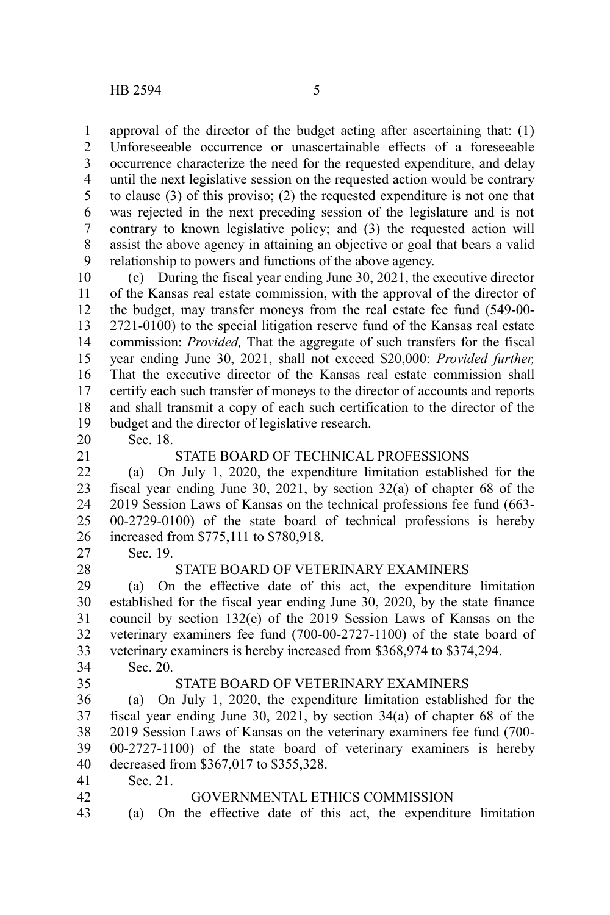approval of the director of the budget acting after ascertaining that: (1) Unforeseeable occurrence or unascertainable effects of a foreseeable occurrence characterize the need for the requested expenditure, and delay until the next legislative session on the requested action would be contrary to clause (3) of this proviso; (2) the requested expenditure is not one that was rejected in the next preceding session of the legislature and is not contrary to known legislative policy; and (3) the requested action will assist the above agency in attaining an objective or goal that bears a valid relationship to powers and functions of the above agency.

(c) During the fiscal year ending June 30, 2021, the executive director of the Kansas real estate commission, with the approval of the director of the budget, may transfer moneys from the real estate fee fund (549-00-2721-0100) to the special litigation reserve fund of the Kansas real estate commission: *Provided,* That the aggregate of such transfers for the fiscal year ending June 30, 2021, shall not exceed $20,000: *Provided further,* That the executive director of the Kansas real estate commission shall certify each such transfer of moneys to the director of accounts and reports and shall transmit a copy of each such certification to the director of the budget and the director of legislative research.

Sec. 18.

STATE BOARD OF TECHNICAL PROFESSIONS

(a) On July 1, 2020, the expenditure limitation established for the fiscal year ending June 30, 2021, by section 32(a) of chapter 68 of the 2019 Session Laws of Kansas on the technical professions fee fund (663-00-2729-0100) of the state board of technical professions is hereby increased from $775,111 to $780,918.

Sec. 19.

STATE BOARD OF VETERINARY EXAMINERS

(a) On the effective date of this act, the expenditure limitation established for the fiscal year ending June 30, 2020, by the state finance council by section 132(e) of the 2019 Session Laws of Kansas on the veterinary examiners fee fund (700-00-2727-1100) of the state board of veterinary examiners is hereby increased from $368,974 to $374,294.

Sec. 20.

STATE BOARD OF VETERINARY EXAMINERS

(a) On July 1, 2020, the expenditure limitation established for the fiscal year ending June 30, 2021, by section 34(a) of chapter 68 of the 2019 Session Laws of Kansas on the veterinary examiners fee fund (700-00-2727-1100) of the state board of veterinary examiners is hereby decreased from $367,017 to $355,328.

Sec. 21.

GOVERNMENTAL ETHICS COMMISSION

(a) On the effective date of this act, the expenditure limitation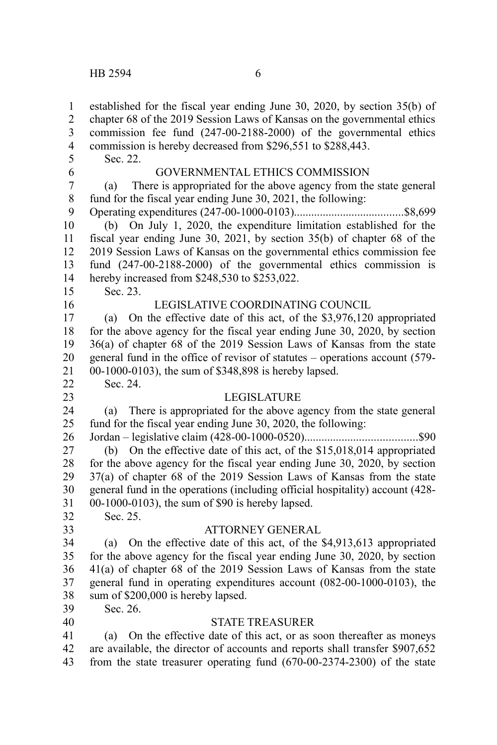established for the fiscal year ending June 30, 2020, by section 35(b) of chapter 68 of the 2019 Session Laws of Kansas on the governmental ethics commission fee fund (247-00-2188-2000) of the governmental ethics commission is hereby decreased from $296,551 to $288,443.

Sec. 22.

GOVERNMENTAL ETHICS COMMISSION

(a) There is appropriated for the above agency from the state general fund for the fiscal year ending June 30, 2021, the following:

Operating expenditures (247-00-1000-0103).....................................$8,699

(b) On July 1, 2020, the expenditure limitation established for the fiscal year ending June 30, 2021, by section 35(b) of chapter 68 of the 2019 Session Laws of Kansas on the governmental ethics commission fee fund (247-00-2188-2000) of the governmental ethics commission is hereby increased from $248,530 to $253,022.

Sec. 23.

LEGISLATIVE COORDINATING COUNCIL

(a) On the effective date of this act, of the $3,976,120 appropriated for the above agency for the fiscal year ending June 30, 2020, by section 36(a) of chapter 68 of the 2019 Session Laws of Kansas from the state general fund in the office of revisor of statutes – operations account (579-00-1000-0103), the sum of $348,898 is hereby lapsed.

Sec. 24.

LEGISLATURE

(a) There is appropriated for the above agency from the state general fund for the fiscal year ending June 30, 2020, the following:

Jordan – legislative claim (428-00-1000-0520).......................................$90

(b) On the effective date of this act, of the $15,018,014 appropriated for the above agency for the fiscal year ending June 30, 2020, by section 37(a) of chapter 68 of the 2019 Session Laws of Kansas from the state general fund in the operations (including official hospitality) account (428-00-1000-0103), the sum of $90 is hereby lapsed.

Sec. 25.

ATTORNEY GENERAL

(a) On the effective date of this act, of the $4,913,613 appropriated for the above agency for the fiscal year ending June 30, 2020, by section 41(a) of chapter 68 of the 2019 Session Laws of Kansas from the state general fund in operating expenditures account (082-00-1000-0103), the sum of $200,000 is hereby lapsed.

Sec. 26.

STATE TREASURER

(a) On the effective date of this act, or as soon thereafter as moneys are available, the director of accounts and reports shall transfer $907,652 from the state treasurer operating fund (670-00-2374-2300) of the state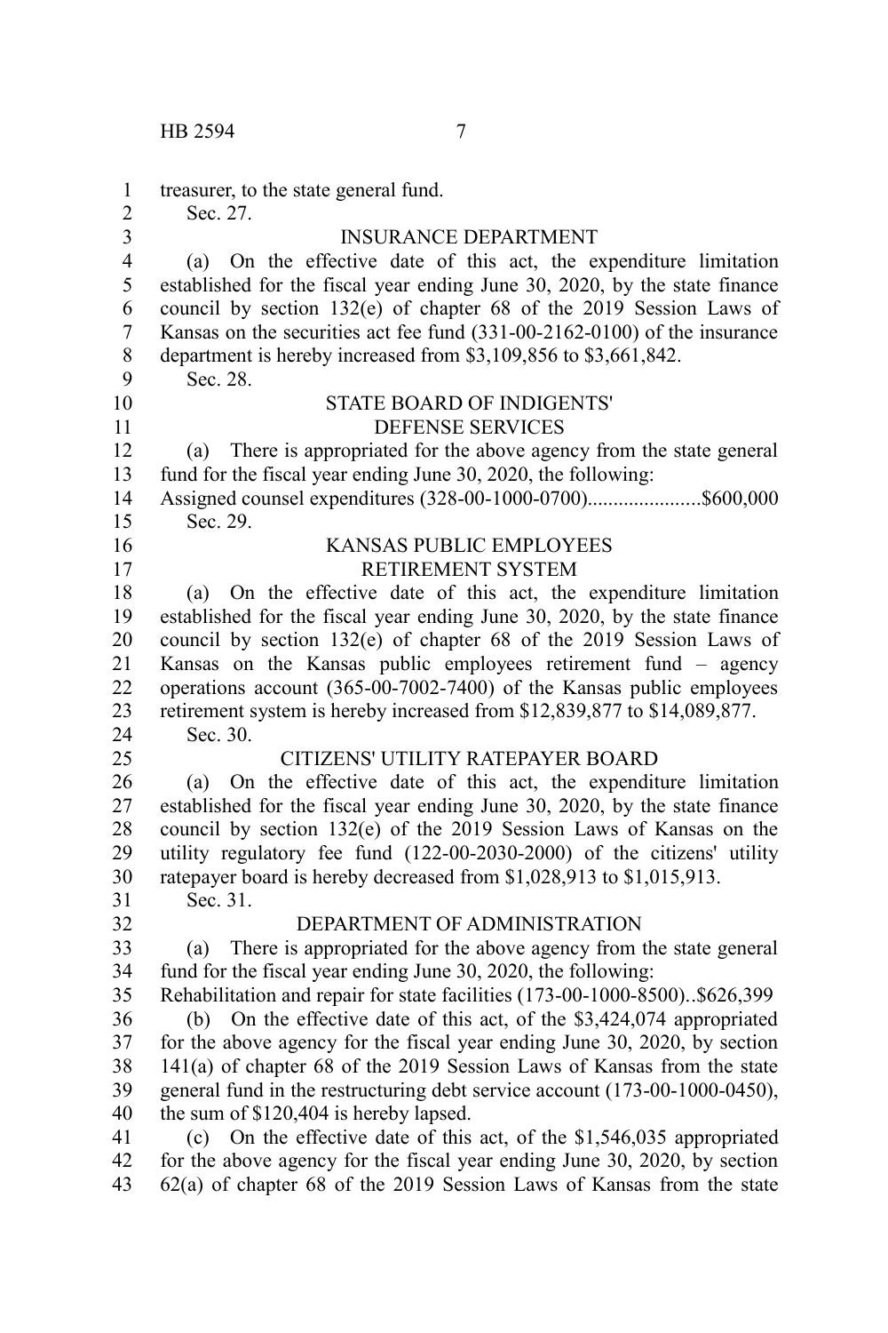treasurer, to the state general fund.

Sec. 27.

INSURANCE DEPARTMENT

(a) On the effective date of this act, the expenditure limitation established for the fiscal year ending June 30, 2020, by the state finance council by section 132(e) of chapter 68 of the 2019 Session Laws of Kansas on the securities act fee fund (331-00-2162-0100) of the insurance department is hereby increased from $3,109,856 to $3,661,842.

Sec. 28.

STATE BOARD OF INDIGENTS' DEFENSE SERVICES

(a) There is appropriated for the above agency from the state general fund for the fiscal year ending June 30, 2020, the following:

Assigned counsel expenditures (328-00-1000-0700)......................$600,000

Sec. 29.

KANSAS PUBLIC EMPLOYEES RETIREMENT SYSTEM

(a) On the effective date of this act, the expenditure limitation established for the fiscal year ending June 30, 2020, by the state finance council by section 132(e) of chapter 68 of the 2019 Session Laws of Kansas on the Kansas public employees retirement fund – agency operations account (365-00-7002-7400) of the Kansas public employees retirement system is hereby increased from $12,839,877 to $14,089,877.

Sec. 30.

CITIZENS' UTILITY RATEPAYER BOARD

(a) On the effective date of this act, the expenditure limitation established for the fiscal year ending June 30, 2020, by the state finance council by section 132(e) of the 2019 Session Laws of Kansas on the utility regulatory fee fund (122-00-2030-2000) of the citizens' utility ratepayer board is hereby decreased from $1,028,913 to $1,015,913.

Sec. 31.

DEPARTMENT OF ADMINISTRATION

(a) There is appropriated for the above agency from the state general fund for the fiscal year ending June 30, 2020, the following:

Rehabilitation and repair for state facilities (173-00-1000-8500)..$626,399

(b) On the effective date of this act, of the $3,424,074 appropriated for the above agency for the fiscal year ending June 30, 2020, by section 141(a) of chapter 68 of the 2019 Session Laws of Kansas from the state general fund in the restructuring debt service account (173-00-1000-0450), the sum of $120,404 is hereby lapsed.

(c) On the effective date of this act, of the $1,546,035 appropriated for the above agency for the fiscal year ending June 30, 2020, by section 62(a) of chapter 68 of the 2019 Session Laws of Kansas from the state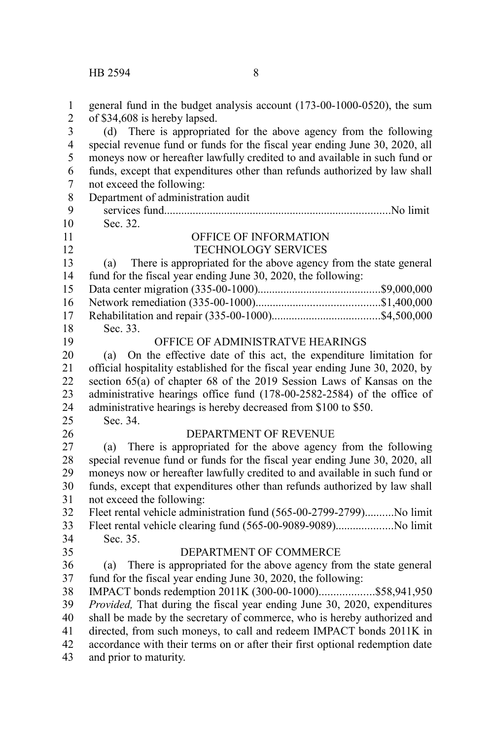general fund in the budget analysis account (173-00-1000-0520), the sum of $34,608 is hereby lapsed.

(d) There is appropriated for the above agency from the following special revenue fund or funds for the fiscal year ending June 30, 2020, all moneys now or hereafter lawfully credited to and available in such fund or funds, except that expenditures other than refunds authorized by law shall not exceed the following:

Department of administration audit services fund..............................................................................No limit

Sec. 32.

OFFICE OF INFORMATION TECHNOLOGY SERVICES

(a) There is appropriated for the above agency from the state general fund for the fiscal year ending June 30, 2020, the following:

Data center migration (335-00-1000)...........................................$9,000,000

Network remediation (335-00-1000)...........................................$1,400,000

Rehabilitation and repair (335-00-1000)......................................$4,500,000

Sec. 33.

OFFICE OF ADMINISTRATVE HEARINGS

(a) On the effective date of this act, the expenditure limitation for official hospitality established for the fiscal year ending June 30, 2020, by section 65(a) of chapter 68 of the 2019 Session Laws of Kansas on the administrative hearings office fund (178-00-2582-2584) of the office of administrative hearings is hereby decreased from $100 to $50.

Sec. 34.

DEPARTMENT OF REVENUE

(a) There is appropriated for the above agency from the following special revenue fund or funds for the fiscal year ending June 30, 2020, all moneys now or hereafter lawfully credited to and available in such fund or funds, except that expenditures other than refunds authorized by law shall not exceed the following:

Fleet rental vehicle administration fund (565-00-2799-2799)..........No limit

Fleet rental vehicle clearing fund (565-00-9089-9089)....................No limit

Sec. 35.

DEPARTMENT OF COMMERCE

(a) There is appropriated for the above agency from the state general fund for the fiscal year ending June 30, 2020, the following:

IMPACT bonds redemption 2011K (300-00-1000)...................$58,941,950

*Provided,* That during the fiscal year ending June 30, 2020, expenditures shall be made by the secretary of commerce, who is hereby authorized and directed, from such moneys, to call and redeem IMPACT bonds 2011K in accordance with their terms on or after their first optional redemption date and prior to maturity.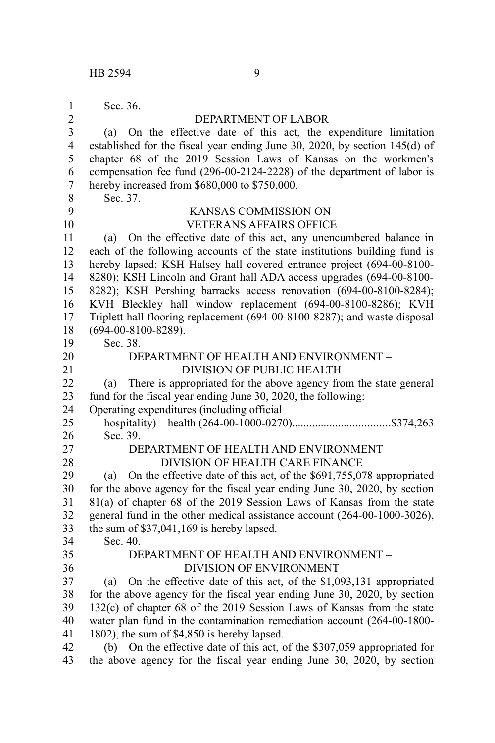Sec. 36.

DEPARTMENT OF LABOR

(a) On the effective date of this act, the expenditure limitation established for the fiscal year ending June 30, 2020, by section 145(d) of chapter 68 of the 2019 Session Laws of Kansas on the workmen's compensation fee fund (296-00-2124-2228) of the department of labor is hereby increased from $680,000 to $750,000.

Sec. 37.

KANSAS COMMISSION ON VETERANS AFFAIRS OFFICE

(a) On the effective date of this act, any unencumbered balance in each of the following accounts of the state institutions building fund is hereby lapsed: KSH Halsey hall covered entrance project (694-00-8100-8280); KSH Lincoln and Grant hall ADA access upgrades (694-00-8100-8282); KSH Pershing barracks access renovation (694-00-8100-8284); KVH Bleckley hall window replacement (694-00-8100-8286); KVH Triplett hall flooring replacement (694-00-8100-8287); and waste disposal (694-00-8100-8289).

Sec. 38.

DEPARTMENT OF HEALTH AND ENVIRONMENT – DIVISION OF PUBLIC HEALTH

(a) There is appropriated for the above agency from the state general fund for the fiscal year ending June 30, 2020, the following:

Operating expenditures (including official hospitality) – health (264-00-1000-0270)..................................$374,263

Sec. 39.

DEPARTMENT OF HEALTH AND ENVIRONMENT – DIVISION OF HEALTH CARE FINANCE

(a) On the effective date of this act, of the $691,755,078 appropriated for the above agency for the fiscal year ending June 30, 2020, by section 81(a) of chapter 68 of the 2019 Session Laws of Kansas from the state general fund in the other medical assistance account (264-00-1000-3026), the sum of $37,041,169 is hereby lapsed.

Sec. 40.

DEPARTMENT OF HEALTH AND ENVIRONMENT – DIVISION OF ENVIRONMENT

(a) On the effective date of this act, of the $1,093,131 appropriated for the above agency for the fiscal year ending June 30, 2020, by section 132(c) of chapter 68 of the 2019 Session Laws of Kansas from the state water plan fund in the contamination remediation account (264-00-1800-1802), the sum of $4,850 is hereby lapsed.

(b) On the effective date of this act, of the $307,059 appropriated for the above agency for the fiscal year ending June 30, 2020, by section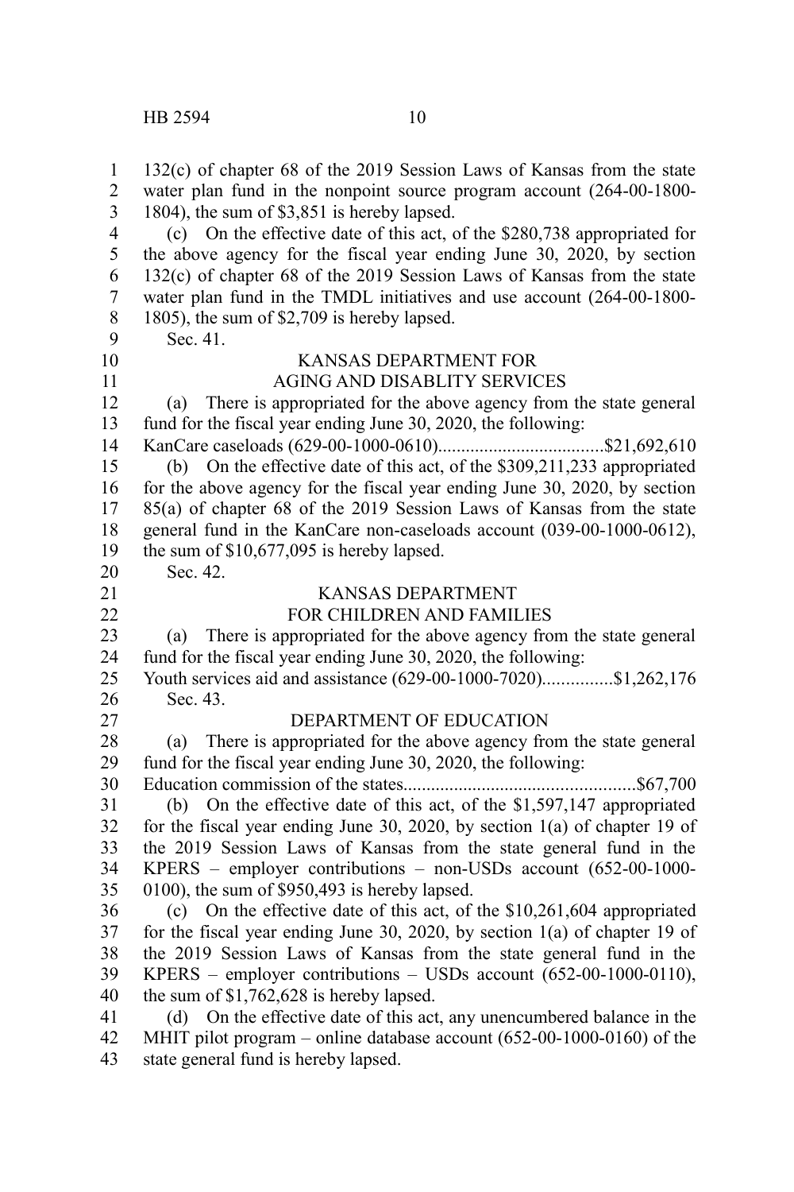132(c) of chapter 68 of the 2019 Session Laws of Kansas from the state water plan fund in the nonpoint source program account (264-00-1800-1804), the sum of $3,851 is hereby lapsed.

(c) On the effective date of this act, of the $280,738 appropriated for the above agency for the fiscal year ending June 30, 2020, by section 132(c) of chapter 68 of the 2019 Session Laws of Kansas from the state water plan fund in the TMDL initiatives and use account (264-00-1800-1805), the sum of $2,709 is hereby lapsed.

Sec. 41.

KANSAS DEPARTMENT FOR
AGING AND DISABLITY SERVICES

(a) There is appropriated for the above agency from the state general fund for the fiscal year ending June 30, 2020, the following:

KanCare caseloads (629-00-1000-0610)....................................$21,692,610

(b) On the effective date of this act, of the $309,211,233 appropriated for the above agency for the fiscal year ending June 30, 2020, by section 85(a) of chapter 68 of the 2019 Session Laws of Kansas from the state general fund in the KanCare non-caseloads account (039-00-1000-0612), the sum of $10,677,095 is hereby lapsed.

Sec. 42.

KANSAS DEPARTMENT
FOR CHILDREN AND FAMILIES

(a) There is appropriated for the above agency from the state general fund for the fiscal year ending June 30, 2020, the following:

Youth services aid and assistance (629-00-1000-7020)...............$1,262,176

Sec. 43.

DEPARTMENT OF EDUCATION

(a) There is appropriated for the above agency from the state general fund for the fiscal year ending June 30, 2020, the following:

Education commission of the states..................................................$67,700

(b) On the effective date of this act, of the $1,597,147 appropriated for the fiscal year ending June 30, 2020, by section 1(a) of chapter 19 of the 2019 Session Laws of Kansas from the state general fund in the KPERS – employer contributions – non-USDs account (652-00-1000-0100), the sum of $950,493 is hereby lapsed.

(c) On the effective date of this act, of the $10,261,604 appropriated for the fiscal year ending June 30, 2020, by section 1(a) of chapter 19 of the 2019 Session Laws of Kansas from the state general fund in the KPERS – employer contributions – USDs account (652-00-1000-0110), the sum of $1,762,628 is hereby lapsed.

(d) On the effective date of this act, any unencumbered balance in the MHIT pilot program – online database account (652-00-1000-0160) of the state general fund is hereby lapsed.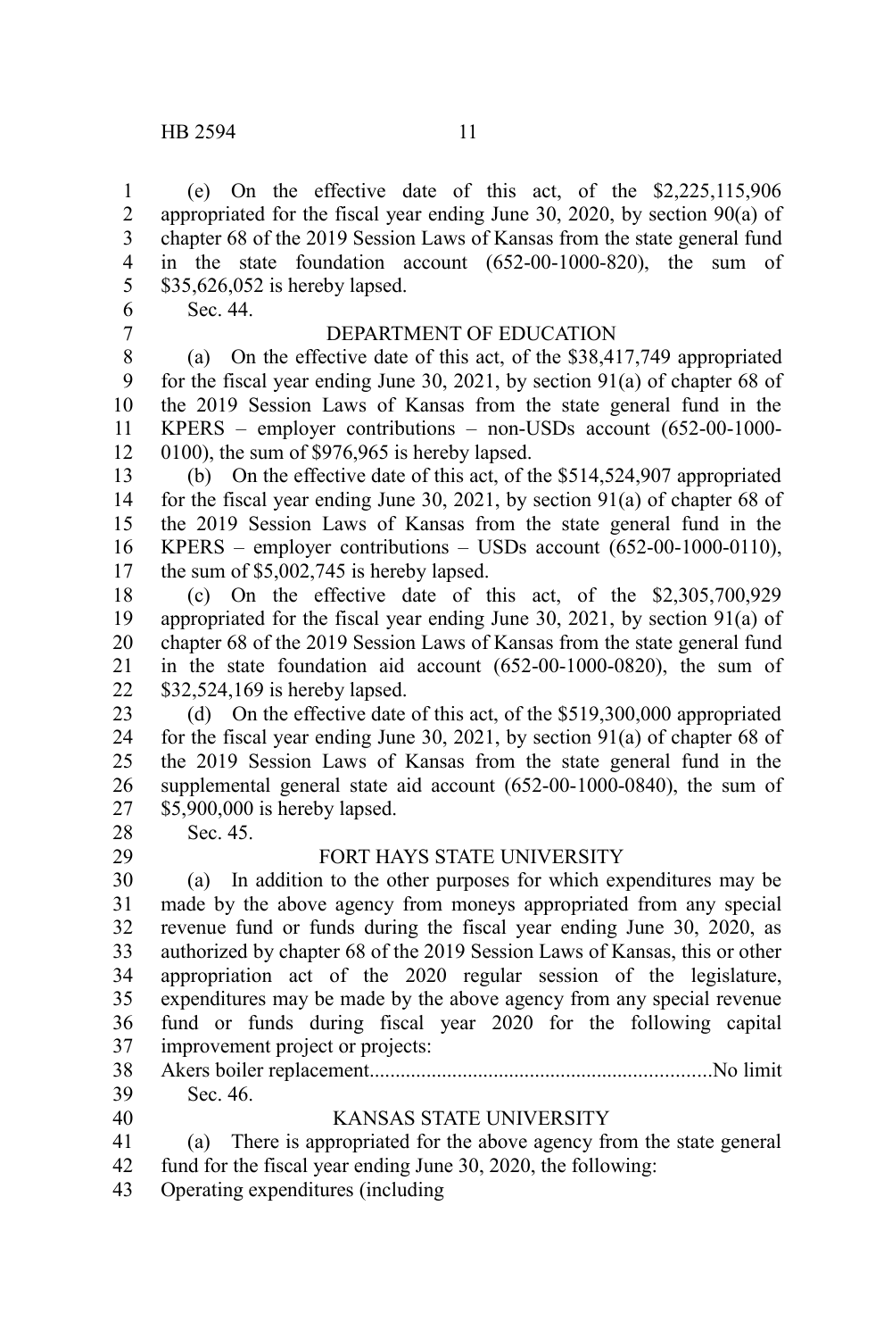(e) On the effective date of this act, of the $2,225,115,906 appropriated for the fiscal year ending June 30, 2020, by section 90(a) of chapter 68 of the 2019 Session Laws of Kansas from the state general fund in the state foundation account (652-00-1000-820), the sum of $35,626,052 is hereby lapsed.

Sec. 44.

DEPARTMENT OF EDUCATION

(a) On the effective date of this act, of the $38,417,749 appropriated for the fiscal year ending June 30, 2021, by section 91(a) of chapter 68 of the 2019 Session Laws of Kansas from the state general fund in the KPERS – employer contributions – non-USDs account (652-00-1000-0100), the sum of $976,965 is hereby lapsed.

(b) On the effective date of this act, of the $514,524,907 appropriated for the fiscal year ending June 30, 2021, by section 91(a) of chapter 68 of the 2019 Session Laws of Kansas from the state general fund in the KPERS – employer contributions – USDs account (652-00-1000-0110), the sum of $5,002,745 is hereby lapsed.

(c) On the effective date of this act, of the $2,305,700,929 appropriated for the fiscal year ending June 30, 2021, by section 91(a) of chapter 68 of the 2019 Session Laws of Kansas from the state general fund in the state foundation aid account (652-00-1000-0820), the sum of $32,524,169 is hereby lapsed.

(d) On the effective date of this act, of the $519,300,000 appropriated for the fiscal year ending June 30, 2021, by section 91(a) of chapter 68 of the 2019 Session Laws of Kansas from the state general fund in the supplemental general state aid account (652-00-1000-0840), the sum of $5,900,000 is hereby lapsed.

Sec. 45.

FORT HAYS STATE UNIVERSITY

(a) In addition to the other purposes for which expenditures may be made by the above agency from moneys appropriated from any special revenue fund or funds during the fiscal year ending June 30, 2020, as authorized by chapter 68 of the 2019 Session Laws of Kansas, this or other appropriation act of the 2020 regular session of the legislature, expenditures may be made by the above agency from any special revenue fund or funds during fiscal year 2020 for the following capital improvement project or projects:

Akers boiler replacement..................................................................No limit

Sec. 46.

KANSAS STATE UNIVERSITY

(a) There is appropriated for the above agency from the state general fund for the fiscal year ending June 30, 2020, the following:

Operating expenditures (including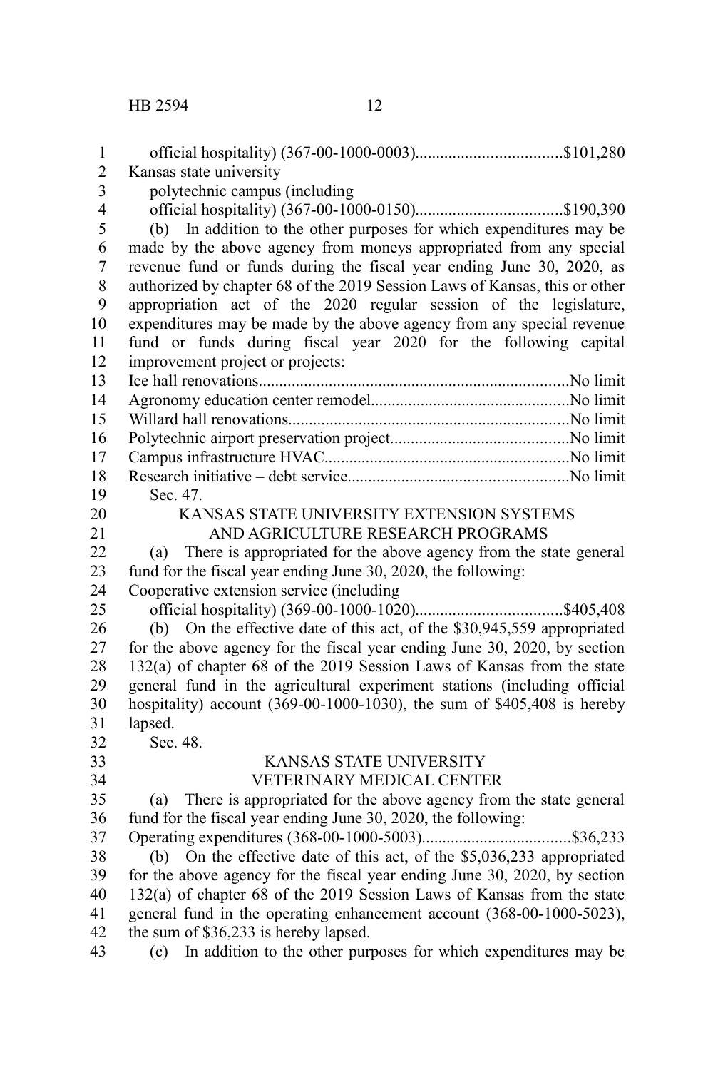official hospitality) (367-00-1000-0003)...................................$101,280

Kansas state university

polytechnic campus (including

official hospitality) (367-00-1000-0150)...................................$190,390

(b) In addition to the other purposes for which expenditures may be made by the above agency from moneys appropriated from any special revenue fund or funds during the fiscal year ending June 30, 2020, as authorized by chapter 68 of the 2019 Session Laws of Kansas, this or other appropriation act of the 2020 regular session of the legislature, expenditures may be made by the above agency from any special revenue fund or funds during fiscal year 2020 for the following capital improvement project or projects:

Ice hall renovations..........................................................................No limit

Agronomy education center remodel................................................No limit

Willard hall renovations....................................................................No limit

Polytechnic airport preservation project...........................................No limit

Campus infrastructure HVAC...........................................................No limit

Research initiative – debt service.....................................................No limit

Sec. 47.

KANSAS STATE UNIVERSITY EXTENSION SYSTEMS AND AGRICULTURE RESEARCH PROGRAMS

(a) There is appropriated for the above agency from the state general fund for the fiscal year ending June 30, 2020, the following:

Cooperative extension service (including

official hospitality) (369-00-1000-1020)...................................$405,408

(b) On the effective date of this act, of the $30,945,559 appropriated for the above agency for the fiscal year ending June 30, 2020, by section 132(a) of chapter 68 of the 2019 Session Laws of Kansas from the state general fund in the agricultural experiment stations (including official hospitality) account (369-00-1000-1030), the sum of $405,408 is hereby lapsed.

Sec. 48.

KANSAS STATE UNIVERSITY VETERINARY MEDICAL CENTER

(a) There is appropriated for the above agency from the state general fund for the fiscal year ending June 30, 2020, the following:

Operating expenditures (368-00-1000-5003)....................................$36,233

(b) On the effective date of this act, of the $5,036,233 appropriated for the above agency for the fiscal year ending June 30, 2020, by section 132(a) of chapter 68 of the 2019 Session Laws of Kansas from the state general fund in the operating enhancement account (368-00-1000-5023), the sum of $36,233 is hereby lapsed.

(c) In addition to the other purposes for which expenditures may be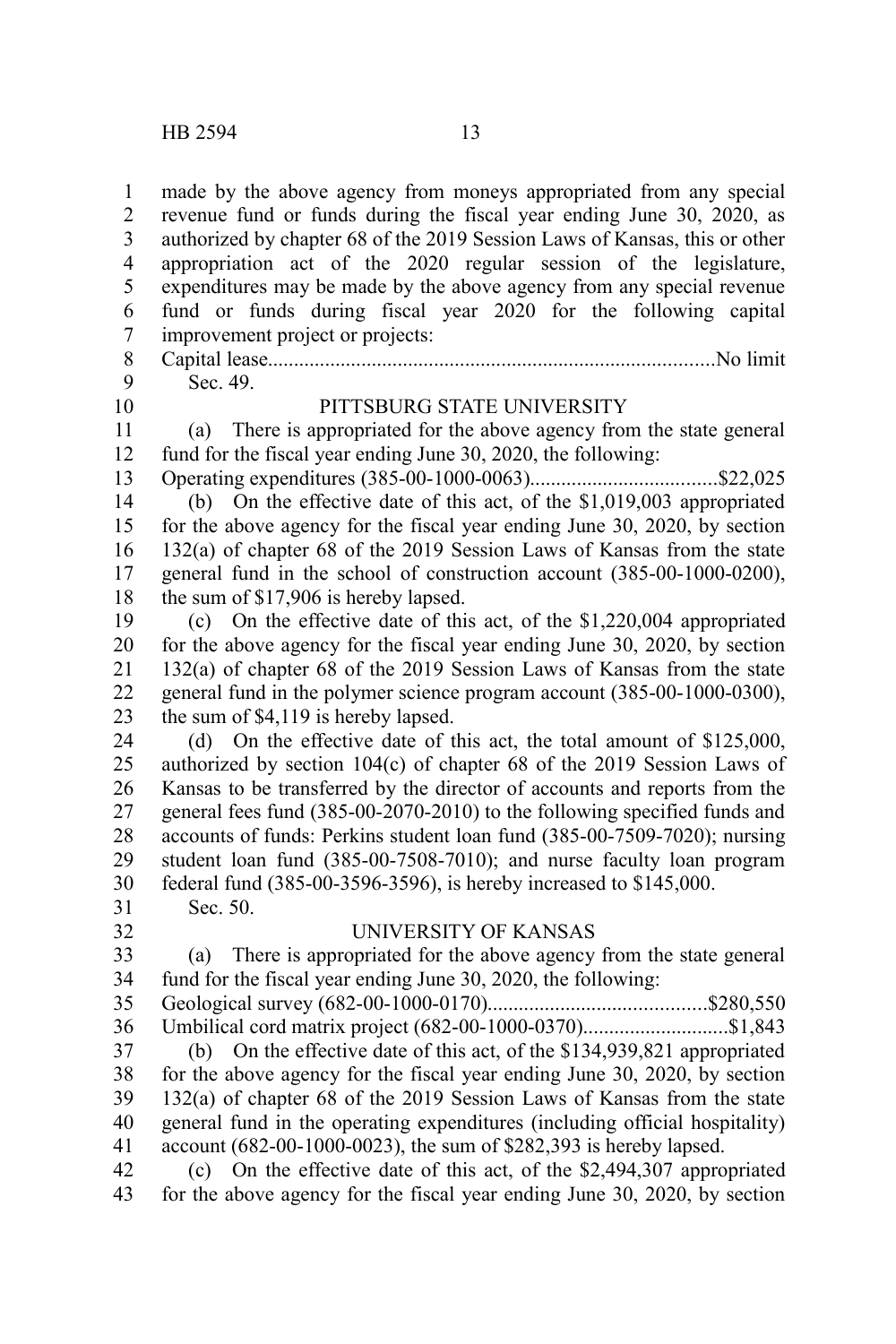made by the above agency from moneys appropriated from any special revenue fund or funds during the fiscal year ending June 30, 2020, as authorized by chapter 68 of the 2019 Session Laws of Kansas, this or other appropriation act of the 2020 regular session of the legislature, expenditures may be made by the above agency from any special revenue fund or funds during fiscal year 2020 for the following capital improvement project or projects:

Capital lease.....................................................................................No limit

Sec. 49.

PITTSBURG STATE UNIVERSITY

(a) There is appropriated for the above agency from the state general fund for the fiscal year ending June 30, 2020, the following:

Operating expenditures (385-00-1000-0063)....................................$22,025

(b) On the effective date of this act, of the $1,019,003 appropriated for the above agency for the fiscal year ending June 30, 2020, by section 132(a) of chapter 68 of the 2019 Session Laws of Kansas from the state general fund in the school of construction account (385-00-1000-0200), the sum of $17,906 is hereby lapsed.

(c) On the effective date of this act, of the $1,220,004 appropriated for the above agency for the fiscal year ending June 30, 2020, by section 132(a) of chapter 68 of the 2019 Session Laws of Kansas from the state general fund in the polymer science program account (385-00-1000-0300), the sum of $4,119 is hereby lapsed.

(d) On the effective date of this act, the total amount of $125,000, authorized by section 104(c) of chapter 68 of the 2019 Session Laws of Kansas to be transferred by the director of accounts and reports from the general fees fund (385-00-2070-2010) to the following specified funds and accounts of funds: Perkins student loan fund (385-00-7509-7020); nursing student loan fund (385-00-7508-7010); and nurse faculty loan program federal fund (385-00-3596-3596), is hereby increased to $145,000.

Sec. 50.

UNIVERSITY OF KANSAS

(a) There is appropriated for the above agency from the state general fund for the fiscal year ending June 30, 2020, the following:

Geological survey (682-00-1000-0170)..........................................$280,550

Umbilical cord matrix project (682-00-1000-0370)............................$1,843

(b) On the effective date of this act, of the $134,939,821 appropriated for the above agency for the fiscal year ending June 30, 2020, by section 132(a) of chapter 68 of the 2019 Session Laws of Kansas from the state general fund in the operating expenditures (including official hospitality) account (682-00-1000-0023), the sum of $282,393 is hereby lapsed.

(c) On the effective date of this act, of the $2,494,307 appropriated for the above agency for the fiscal year ending June 30, 2020, by section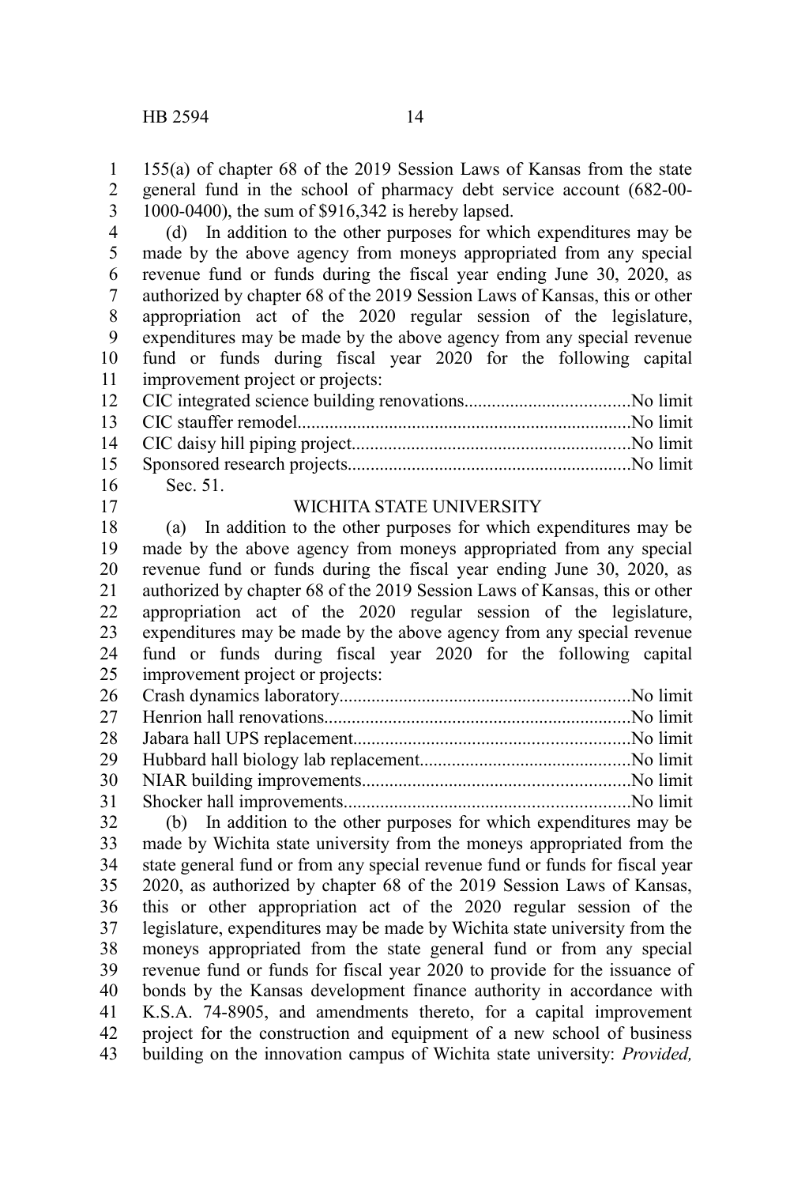155(a) of chapter 68 of the 2019 Session Laws of Kansas from the state general fund in the school of pharmacy debt service account (682-00-1000-0400), the sum of $916,342 is hereby lapsed.

(d) In addition to the other purposes for which expenditures may be made by the above agency from moneys appropriated from any special revenue fund or funds during the fiscal year ending June 30, 2020, as authorized by chapter 68 of the 2019 Session Laws of Kansas, this or other appropriation act of the 2020 regular session of the legislature, expenditures may be made by the above agency from any special revenue fund or funds during fiscal year 2020 for the following capital improvement project or projects:

CIC integrated science building renovations....................................No limit
CIC stauffer remodel........................................................................No limit
CIC daisy hill piping project............................................................No limit
Sponsored research projects.............................................................No limit

Sec. 51.

## WICHITA STATE UNIVERSITY

(a) In addition to the other purposes for which expenditures may be made by the above agency from moneys appropriated from any special revenue fund or funds during the fiscal year ending June 30, 2020, as authorized by chapter 68 of the 2019 Session Laws of Kansas, this or other appropriation act of the 2020 regular session of the legislature, expenditures may be made by the above agency from any special revenue fund or funds during fiscal year 2020 for the following capital improvement project or projects:

Crash dynamics laboratory...............................................................No limit
Henrion hall renovations..................................................................No limit
Jabara hall UPS replacement............................................................No limit
Hubbard hall biology lab replacement.............................................No limit
NIAR building improvements..........................................................No limit
Shocker hall improvements..............................................................No limit

(b) In addition to the other purposes for which expenditures may be made by Wichita state university from the moneys appropriated from the state general fund or from any special revenue fund or funds for fiscal year 2020, as authorized by chapter 68 of the 2019 Session Laws of Kansas, this or other appropriation act of the 2020 regular session of the legislature, expenditures may be made by Wichita state university from the moneys appropriated from the state general fund or from any special revenue fund or funds for fiscal year 2020 to provide for the issuance of bonds by the Kansas development finance authority in accordance with K.S.A. 74-8905, and amendments thereto, for a capital improvement project for the construction and equipment of a new school of business building on the innovation campus of Wichita state university: *Provided,*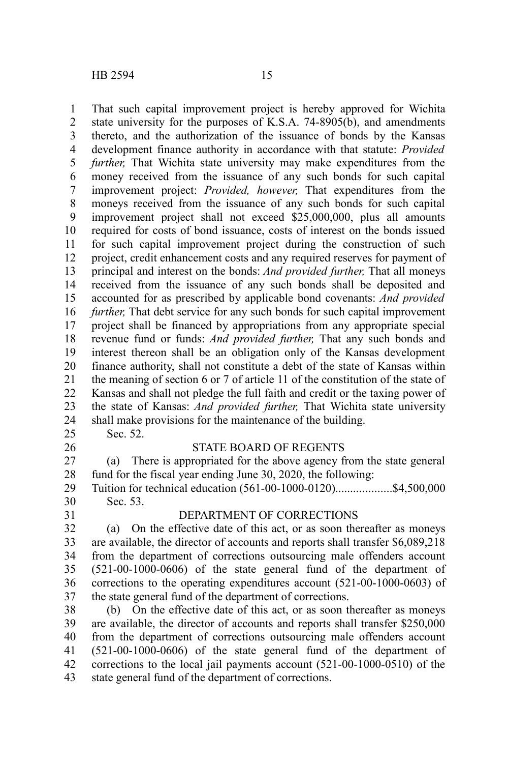That such capital improvement project is hereby approved for Wichita state university for the purposes of K.S.A. 74-8905(b), and amendments thereto, and the authorization of the issuance of bonds by the Kansas development finance authority in accordance with that statute: *Provided further,* That Wichita state university may make expenditures from the money received from the issuance of any such bonds for such capital improvement project: *Provided, however,* That expenditures from the moneys received from the issuance of any such bonds for such capital improvement project shall not exceed $25,000,000, plus all amounts required for costs of bond issuance, costs of interest on the bonds issued for such capital improvement project during the construction of such project, credit enhancement costs and any required reserves for payment of principal and interest on the bonds: *And provided further,* That all moneys received from the issuance of any such bonds shall be deposited and accounted for as prescribed by applicable bond covenants: *And provided further,* That debt service for any such bonds for such capital improvement project shall be financed by appropriations from any appropriate special revenue fund or funds: *And provided further,* That any such bonds and interest thereon shall be an obligation only of the Kansas development finance authority, shall not constitute a debt of the state of Kansas within the meaning of section 6 or 7 of article 11 of the constitution of the state of Kansas and shall not pledge the full faith and credit or the taxing power of the state of Kansas: *And provided further,* That Wichita state university shall make provisions for the maintenance of the building.

Sec. 52.

STATE BOARD OF REGENTS

(a) There is appropriated for the above agency from the state general fund for the fiscal year ending June 30, 2020, the following:

Tuition for technical education (561-00-1000-0120)...................$4,500,000

Sec. 53.

DEPARTMENT OF CORRECTIONS

(a) On the effective date of this act, or as soon thereafter as moneys are available, the director of accounts and reports shall transfer $6,089,218 from the department of corrections outsourcing male offenders account (521-00-1000-0606) of the state general fund of the department of corrections to the operating expenditures account (521-00-1000-0603) of the state general fund of the department of corrections.

(b) On the effective date of this act, or as soon thereafter as moneys are available, the director of accounts and reports shall transfer $250,000 from the department of corrections outsourcing male offenders account (521-00-1000-0606) of the state general fund of the department of corrections to the local jail payments account (521-00-1000-0510) of the state general fund of the department of corrections.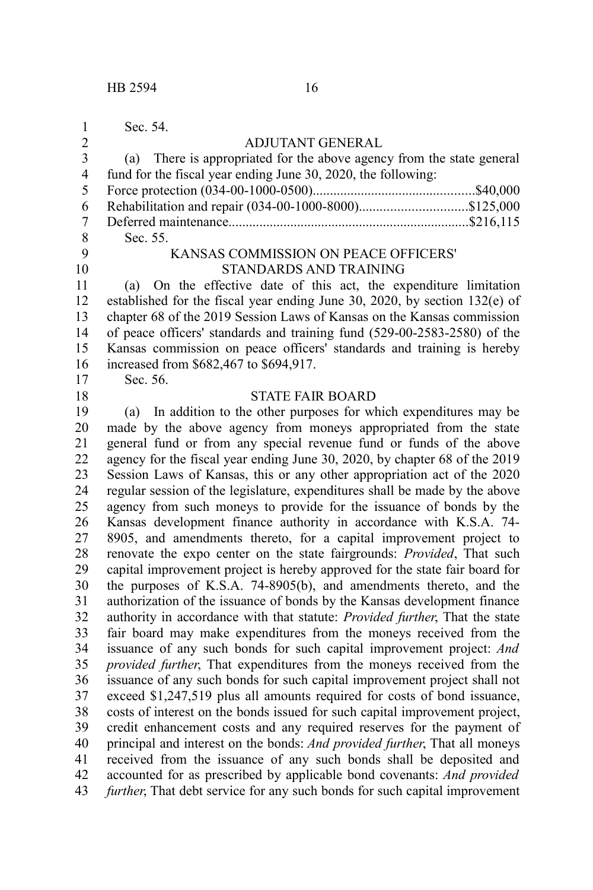Sec. 54.

ADJUTANT GENERAL

(a) There is appropriated for the above agency from the state general fund for the fiscal year ending June 30, 2020, the following:

Force protection (034-00-1000-0500)..............................................$40,000
Rehabilitation and repair (034-00-1000-8000)...............................$125,000
Deferred maintenance....................................................................$216,115

Sec. 55.

KANSAS COMMISSION ON PEACE OFFICERS' STANDARDS AND TRAINING

(a) On the effective date of this act, the expenditure limitation established for the fiscal year ending June 30, 2020, by section 132(e) of chapter 68 of the 2019 Session Laws of Kansas on the Kansas commission of peace officers' standards and training fund (529-00-2583-2580) of the Kansas commission on peace officers' standards and training is hereby increased from $682,467 to $694,917.

Sec. 56.

STATE FAIR BOARD

(a) In addition to the other purposes for which expenditures may be made by the above agency from moneys appropriated from the state general fund or from any special revenue fund or funds of the above agency for the fiscal year ending June 30, 2020, by chapter 68 of the 2019 Session Laws of Kansas, this or any other appropriation act of the 2020 regular session of the legislature, expenditures shall be made by the above agency from such moneys to provide for the issuance of bonds by the Kansas development finance authority in accordance with K.S.A. 74-8905, and amendments thereto, for a capital improvement project to renovate the expo center on the state fairgrounds: *Provided*, That such capital improvement project is hereby approved for the state fair board for the purposes of K.S.A. 74-8905(b), and amendments thereto, and the authorization of the issuance of bonds by the Kansas development finance authority in accordance with that statute: *Provided further*, That the state fair board may make expenditures from the moneys received from the issuance of any such bonds for such capital improvement project: *And provided further*, That expenditures from the moneys received from the issuance of any such bonds for such capital improvement project shall not exceed $1,247,519 plus all amounts required for costs of bond issuance, costs of interest on the bonds issued for such capital improvement project, credit enhancement costs and any required reserves for the payment of principal and interest on the bonds: *And provided further*, That all moneys received from the issuance of any such bonds shall be deposited and accounted for as prescribed by applicable bond covenants: *And provided further*, That debt service for any such bonds for such capital improvement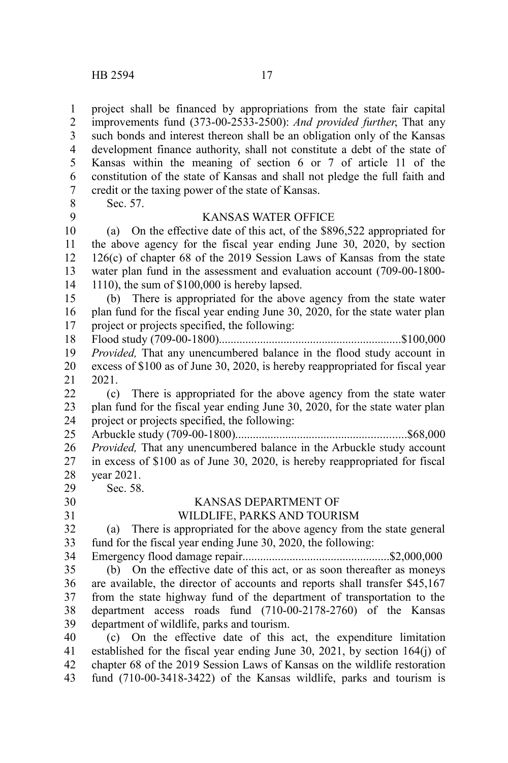project shall be financed by appropriations from the state fair capital improvements fund (373-00-2533-2500): *And provided further*, That any such bonds and interest thereon shall be an obligation only of the Kansas development finance authority, shall not constitute a debt of the state of Kansas within the meaning of section 6 or 7 of article 11 of the constitution of the state of Kansas and shall not pledge the full faith and credit or the taxing power of the state of Kansas.

Sec. 57.

KANSAS WATER OFFICE

(a) On the effective date of this act, of the $896,522 appropriated for the above agency for the fiscal year ending June 30, 2020, by section 126(c) of chapter 68 of the 2019 Session Laws of Kansas from the state water plan fund in the assessment and evaluation account (709-00-1800-1110), the sum of $100,000 is hereby lapsed.

(b) There is appropriated for the above agency from the state water plan fund for the fiscal year ending June 30, 2020, for the state water plan project or projects specified, the following:

Flood study (709-00-1800)............................................................$100,000

*Provided,* That any unencumbered balance in the flood study account in excess of $100 as of June 30, 2020, is hereby reappropriated for fiscal year 2021.

(c) There is appropriated for the above agency from the state water plan fund for the fiscal year ending June 30, 2020, for the state water plan project or projects specified, the following:

Arbuckle study (709-00-1800).........................................................$68,000

*Provided,* That any unencumbered balance in the Arbuckle study account in excess of $100 as of June 30, 2020, is hereby reappropriated for fiscal year 2021.

Sec. 58.

KANSAS DEPARTMENT OF
WILDLIFE, PARKS AND TOURISM

(a) There is appropriated for the above agency from the state general fund for the fiscal year ending June 30, 2020, the following:

Emergency flood damage repair.................................................$2,000,000

(b) On the effective date of this act, or as soon thereafter as moneys are available, the director of accounts and reports shall transfer $45,167 from the state highway fund of the department of transportation to the department access roads fund (710-00-2178-2760) of the Kansas department of wildlife, parks and tourism.

(c) On the effective date of this act, the expenditure limitation established for the fiscal year ending June 30, 2021, by section 164(j) of chapter 68 of the 2019 Session Laws of Kansas on the wildlife restoration fund (710-00-3418-3422) of the Kansas wildlife, parks and tourism is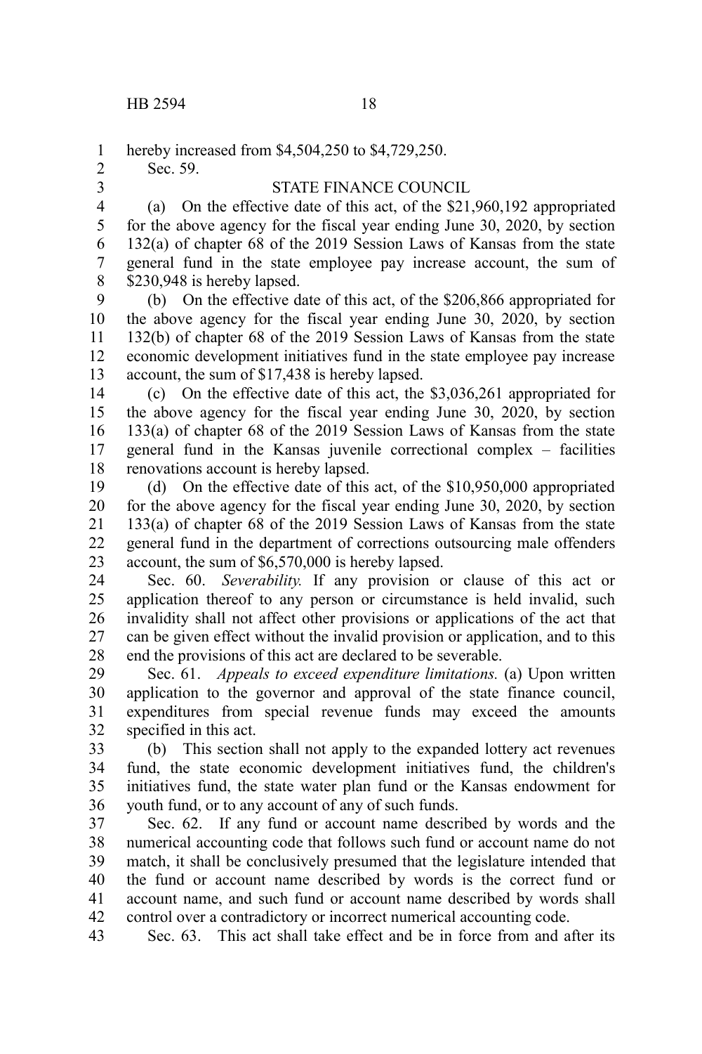hereby increased from $4,504,250 to $4,729,250.

Sec. 59.

STATE FINANCE COUNCIL

(a) On the effective date of this act, of the $21,960,192 appropriated for the above agency for the fiscal year ending June 30, 2020, by section 132(a) of chapter 68 of the 2019 Session Laws of Kansas from the state general fund in the state employee pay increase account, the sum of $230,948 is hereby lapsed.

(b) On the effective date of this act, of the $206,866 appropriated for the above agency for the fiscal year ending June 30, 2020, by section 132(b) of chapter 68 of the 2019 Session Laws of Kansas from the state economic development initiatives fund in the state employee pay increase account, the sum of $17,438 is hereby lapsed.

(c) On the effective date of this act, the $3,036,261 appropriated for the above agency for the fiscal year ending June 30, 2020, by section 133(a) of chapter 68 of the 2019 Session Laws of Kansas from the state general fund in the Kansas juvenile correctional complex – facilities renovations account is hereby lapsed.

(d) On the effective date of this act, of the $10,950,000 appropriated for the above agency for the fiscal year ending June 30, 2020, by section 133(a) of chapter 68 of the 2019 Session Laws of Kansas from the state general fund in the department of corrections outsourcing male offenders account, the sum of $6,570,000 is hereby lapsed.

Sec. 60. *Severability.* If any provision or clause of this act or application thereof to any person or circumstance is held invalid, such invalidity shall not affect other provisions or applications of the act that can be given effect without the invalid provision or application, and to this end the provisions of this act are declared to be severable.

Sec. 61. *Appeals to exceed expenditure limitations.* (a) Upon written application to the governor and approval of the state finance council, expenditures from special revenue funds may exceed the amounts specified in this act.

(b) This section shall not apply to the expanded lottery act revenues fund, the state economic development initiatives fund, the children's initiatives fund, the state water plan fund or the Kansas endowment for youth fund, or to any account of any of such funds.

Sec. 62. If any fund or account name described by words and the numerical accounting code that follows such fund or account name do not match, it shall be conclusively presumed that the legislature intended that the fund or account name described by words is the correct fund or account name, and such fund or account name described by words shall control over a contradictory or incorrect numerical accounting code.

Sec. 63. This act shall take effect and be in force from and after its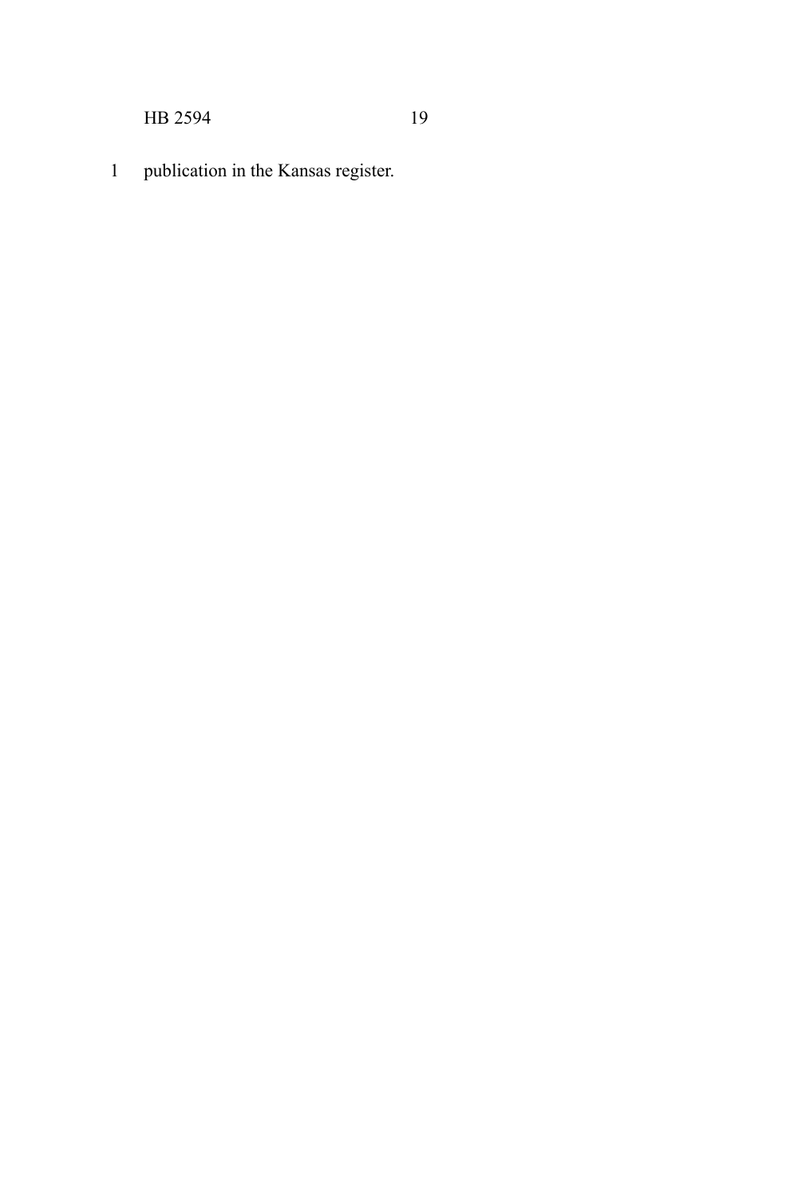publication in the Kansas register.